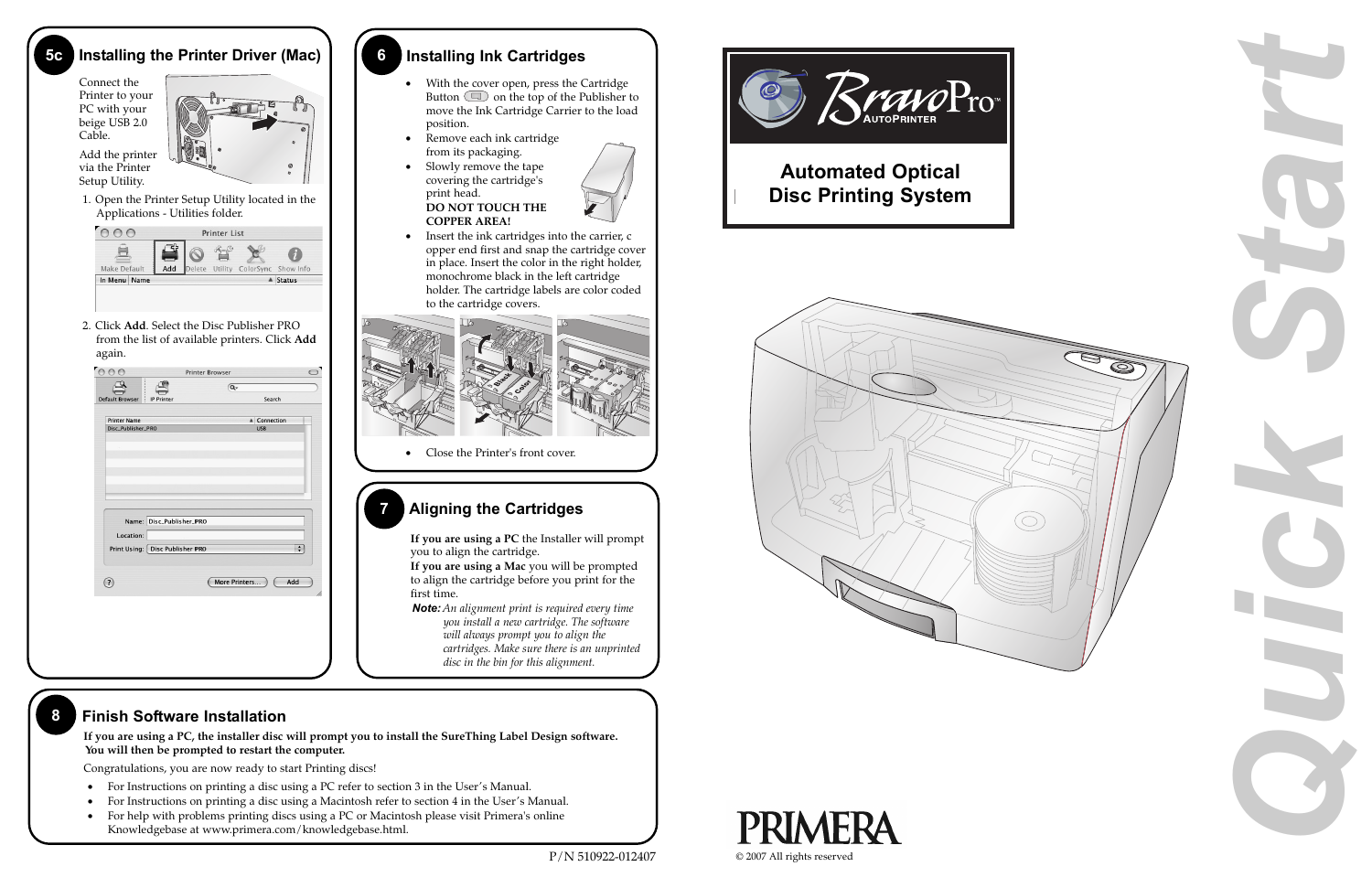## 5c Installing the Printer Driver (Mac)

Connect the Printer to your PC with your beige USB 2.0 Cable.

Add the printer via the Printer Setup Utility.

1. Open the Printer Setup Utility located in the Applications - Utilities folder.
2. Click **Add**. Select the Disc Publisher PRO from the list of available printers. Click **Add** again.

## 6 Installing Ink Cartridges

- With the cover open, press the Cartridge Button on the top of the Publisher to move the Ink Cartridge Carrier to the load position.
- Remove each ink cartridge from its packaging.
- Slowly remove the tape covering the cartridge's print head. **DO NOT TOUCH THE COPPER AREA!**
- Insert the ink cartridges into the carrier, copper end first and snap the cartridge cover in place. Insert the color in the right holder, monochrome black in the left cartridge holder. The cartridge labels are color coded to the cartridge covers.
- Close the Printer's front cover.

## 7 Aligning the Cartridges

**If you are using a PC** the Installer will prompt you to align the cartridge.

**If you are using a Mac** you will be prompted to align the cartridge before you print for the first time.

***Note:*** *An alignment print is required every time you install a new cartridge. The software will always prompt you to align the cartridges. Make sure there is an unprinted disc in the bin for this alignment.*

## 8 Finish Software Installation

**If you are using a PC, the installer disc will prompt you to install the SureThing Label Design software. You will then be prompted to restart the computer.**

Congratulations, you are now ready to start Printing discs!

- For Instructions on printing a disc using a PC refer to section 3 in the User's Manual.
- For Instructions on printing a disc using a Macintosh refer to section 4 in the User's Manual.
- For help with problems printing discs using a PC or Macintosh please visit Primera's online Knowledgebase at www.primera.com/knowledgebase.html.

P/N 510922-012407

# BravoPro™ AUTOPRINTER

## Automated Optical Disc Printing System

# Quick Start

PRIMERA

© 2007 All rights reserved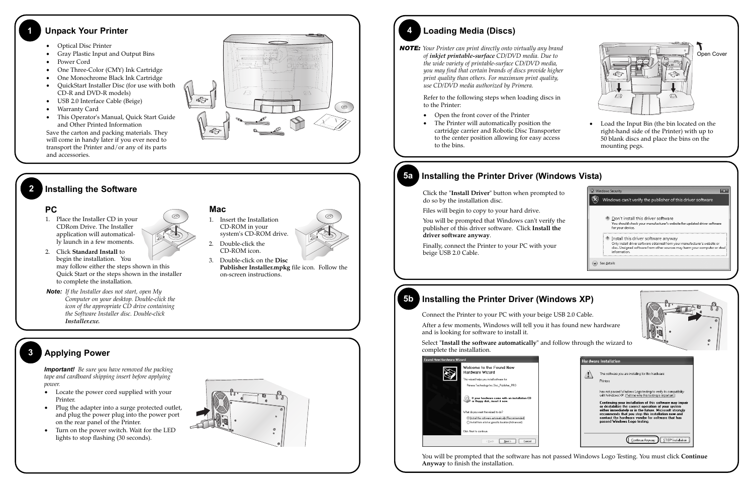## 1 Unpack Your Printer

- Optical Disc Printer
- Gray Plastic Input and Output Bins
- Power Cord
- One Three-Color (CMY) Ink Cartridge
- One Monochrome Black Ink Cartridge
- QuickStart Installer Disc (for use with both CD-R and DVD-R models)
- USB 2.0 Interface Cable (Beige)
- Warranty Card
- This Operator's Manual, Quick Start Guide and Other Printed Information

Save the carton and packing materials. They will come in handy later if you ever need to transport the Printer and/or any of its parts and accessories.

## 2 Installing the Software

### PC

1. Place the Installer CD in your CDRom Drive. The Installer application will automatically launch in a few moments.
2. Click **Standard Install** to begin the installation. You may follow either the steps shown in this Quick Start or the steps shown in the installer to complete the installation.

***Note:*** *If the Installer does not start, open My Computer on your desktop. Double-click the icon of the appropriate CD drive containing the Software Installer disc. Double-click **Installer.exe.***

### Mac

1. Insert the Installation CD-ROM in your system's CD-ROM drive.
2. Double-click the CD-ROM icon.
3. Double-click on the **Disc Publisher Installer.mpkg** file icon. Follow the on-screen instructions.

## 3 Applying Power

***Important!*** *Be sure you have removed the packing tape and cardboard shipping insert before applying power.*

- Locate the power cord supplied with your Printer.
- Plug the adapter into a surge protected outlet, and plug the power plug into the power port on the rear panel of the Printer.
- Turn on the power switch. Wait for the LED lights to stop flashing (30 seconds).

## 4 Loading Media (Discs)

***NOTE:*** *Your Printer can print directly onto virtually any brand of **inkjet printable-surface** CD/DVD media. Due to the wide variety of printable-surface CD/DVD media, you may find that certain brands of discs provide higher print quality than others. For maximum print quality, use CD/DVD media authorized by Primera.*

Refer to the following steps when loading discs in to the Printer:

- Open the front cover of the Printer
- The Printer will automatically position the cartridge carrier and Robotic Disc Transporter to the center position allowing for easy access to the bins.
- Load the Input Bin (the bin located on the right-hand side of the Printer) with up to 50 blank discs and place the bins on the mounting pegs.

Open Cover

## 5a Installing the Printer Driver (Windows Vista)

Click the "**Install Driver**" button when prompted to do so by the installation disc.

Files will begin to copy to your hard drive.

You will be prompted that Windows can't verify the publisher of this driver software. Click **Install the driver software anyway**.

Finally, connect the Printer to your PC with your beige USB 2.0 Cable.

## 5b Installing the Printer Driver (Windows XP)

Connect the Printer to your PC with your beige USB 2.0 Cable.

After a few moments, Windows will tell you it has found new hardware and is looking for software to install it.

Select "**Install the software automatically**" and follow through the wizard to complete the installation.

You will be prompted that the software has not passed Windows Logo Testing. You must click **Continue Anyway** to finish the installation.